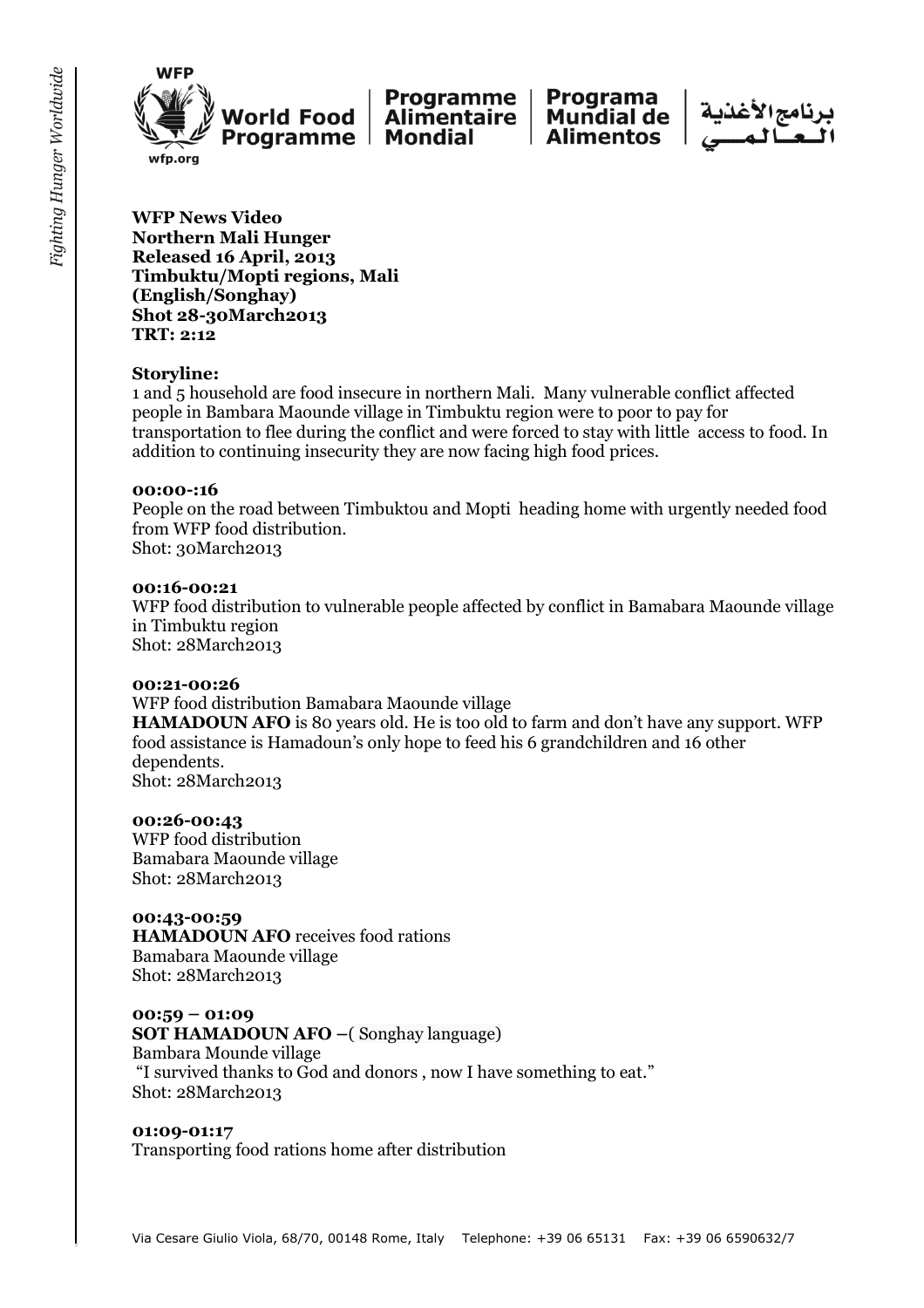WFP

World Food Programme | Programme Alimentaire Mondial | Programa Mundial de Alimentos | برنامج الأغذية العالمي

wfp.org

*Fighting Hunger Worldwide*

**WFP News Video**
**Northern Mali Hunger**
**Released 16 April, 2013**
**Timbuktu/Mopti regions, Mali**
**(English/Songhay)**
**Shot 28-30March2013**
**TRT: 2:12**

**Storyline:**
1 and 5 household are food insecure in northern Mali. Many vulnerable conflict affected people in Bambara Maounde village in Timbuktu region were to poor to pay for transportation to flee during the conflict and were forced to stay with little access to food. In addition to continuing insecurity they are now facing high food prices.

**00:00-:16**
People on the road between Timbuktou and Mopti heading home with urgently needed food from WFP food distribution.
Shot: 30March2013

**00:16-00:21**
WFP food distribution to vulnerable people affected by conflict in Bamabara Maounde village in Timbuktu region
Shot: 28March2013

**00:21-00:26**
WFP food distribution Bamabara Maounde village
**HAMADOUN AFO** is 80 years old. He is too old to farm and don't have any support. WFP food assistance is Hamadoun's only hope to feed his 6 grandchildren and 16 other dependents.
Shot: 28March2013

**00:26-00:43**
WFP food distribution
Bamabara Maounde village
Shot: 28March2013

**00:43-00:59**
**HAMADOUN AFO** receives food rations
Bamabara Maounde village
Shot: 28March2013

**00:59 – 01:09**
**SOT HAMADOUN AFO** –( Songhay language)
Bambara Mounde village
"I survived thanks to God and donors , now I have something to eat."
Shot: 28March2013

**01:09-01:17**
Transporting food rations home after distribution

Via Cesare Giulio Viola, 68/70, 00148 Rome, Italy Telephone: +39 06 65131 Fax: +39 06 6590632/7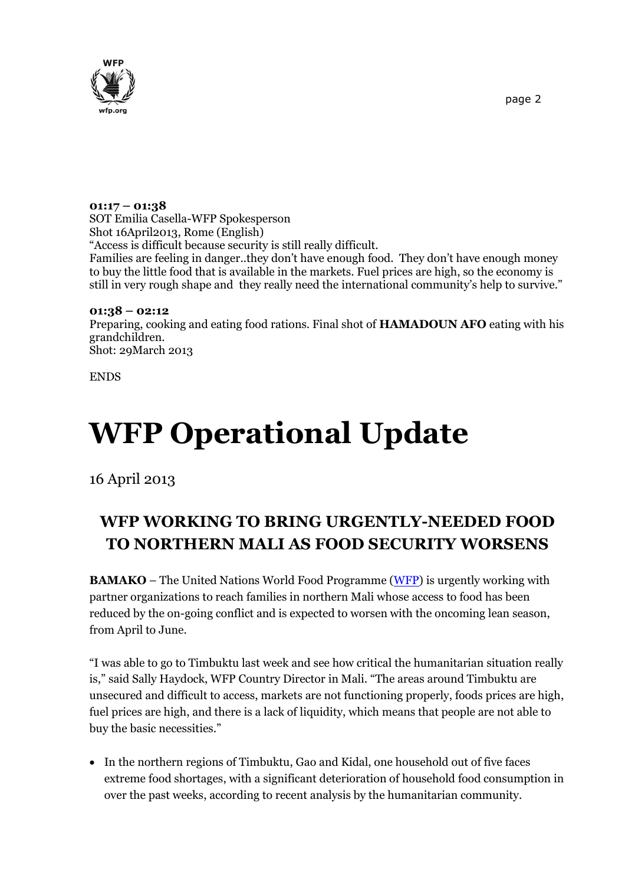**01:17 – 01:38**
SOT Emilia Casella-WFP Spokesperson
Shot 16April2013, Rome (English)
"Access is difficult because security is still really difficult.
Families are feeling in danger..they don't have enough food. They don't have enough money to buy the little food that is available in the markets. Fuel prices are high, so the economy is still in very rough shape and they really need the international community's help to survive."

**01:38 – 02:12**
Preparing, cooking and eating food rations. Final shot of **HAMADOUN AFO** eating with his grandchildren.
Shot: 29March 2013

ENDS

# WFP Operational Update

16 April 2013

## WFP WORKING TO BRING URGENTLY-NEEDED FOOD TO NORTHERN MALI AS FOOD SECURITY WORSENS

**BAMAKO** – The United Nations World Food Programme (WFP) is urgently working with partner organizations to reach families in northern Mali whose access to food has been reduced by the on-going conflict and is expected to worsen with the oncoming lean season, from April to June.

"I was able to go to Timbuktu last week and see how critical the humanitarian situation really is," said Sally Haydock, WFP Country Director in Mali. "The areas around Timbuktu are unsecured and difficult to access, markets are not functioning properly, foods prices are high, fuel prices are high, and there is a lack of liquidity, which means that people are not able to buy the basic necessities."

- In the northern regions of Timbuktu, Gao and Kidal, one household out of five faces extreme food shortages, with a significant deterioration of household food consumption in over the past weeks, according to recent analysis by the humanitarian community.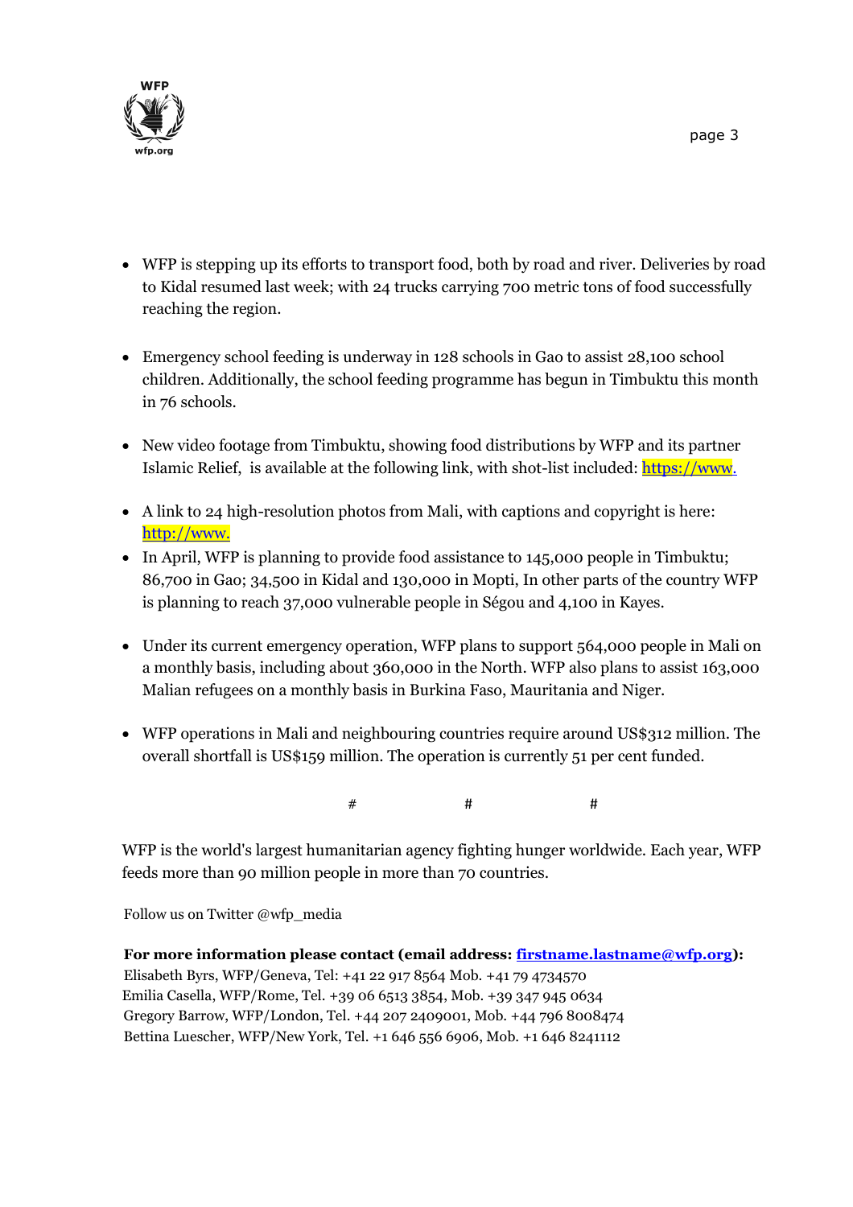- WFP is stepping up its efforts to transport food, both by road and river. Deliveries by road to Kidal resumed last week; with 24 trucks carrying 700 metric tons of food successfully reaching the region.

- Emergency school feeding is underway in 128 schools in Gao to assist 28,100 school children. Additionally, the school feeding programme has begun in Timbuktu this month in 76 schools.

- New video footage from Timbuktu, showing food distributions by WFP and its partner Islamic Relief, is available at the following link, with shot-list included: https://www.

- A link to 24 high-resolution photos from Mali, with captions and copyright is here: http://www.
- In April, WFP is planning to provide food assistance to 145,000 people in Timbuktu; 86,700 in Gao; 34,500 in Kidal and 130,000 in Mopti, In other parts of the country WFP is planning to reach 37,000 vulnerable people in Ségou and 4,100 in Kayes.

- Under its current emergency operation, WFP plans to support 564,000 people in Mali on a monthly basis, including about 360,000 in the North. WFP also plans to assist 163,000 Malian refugees on a monthly basis in Burkina Faso, Mauritania and Niger.

- WFP operations in Mali and neighbouring countries require around US$312 million. The overall shortfall is US$159 million. The operation is currently 51 per cent funded.

# # #

WFP is the world's largest humanitarian agency fighting hunger worldwide. Each year, WFP feeds more than 90 million people in more than 70 countries.

Follow us on Twitter @wfp_media

**For more information please contact (email address: firstname.lastname@wfp.org):**
Elisabeth Byrs, WFP/Geneva, Tel: +41 22 917 8564 Mob. +41 79 4734570
Emilia Casella, WFP/Rome, Tel. +39 06 6513 3854, Mob. +39 347 945 0634
Gregory Barrow, WFP/London, Tel. +44 207 2409001, Mob. +44 796 8008474
Bettina Luescher, WFP/New York, Tel. +1 646 556 6906, Mob. +1 646 8241112